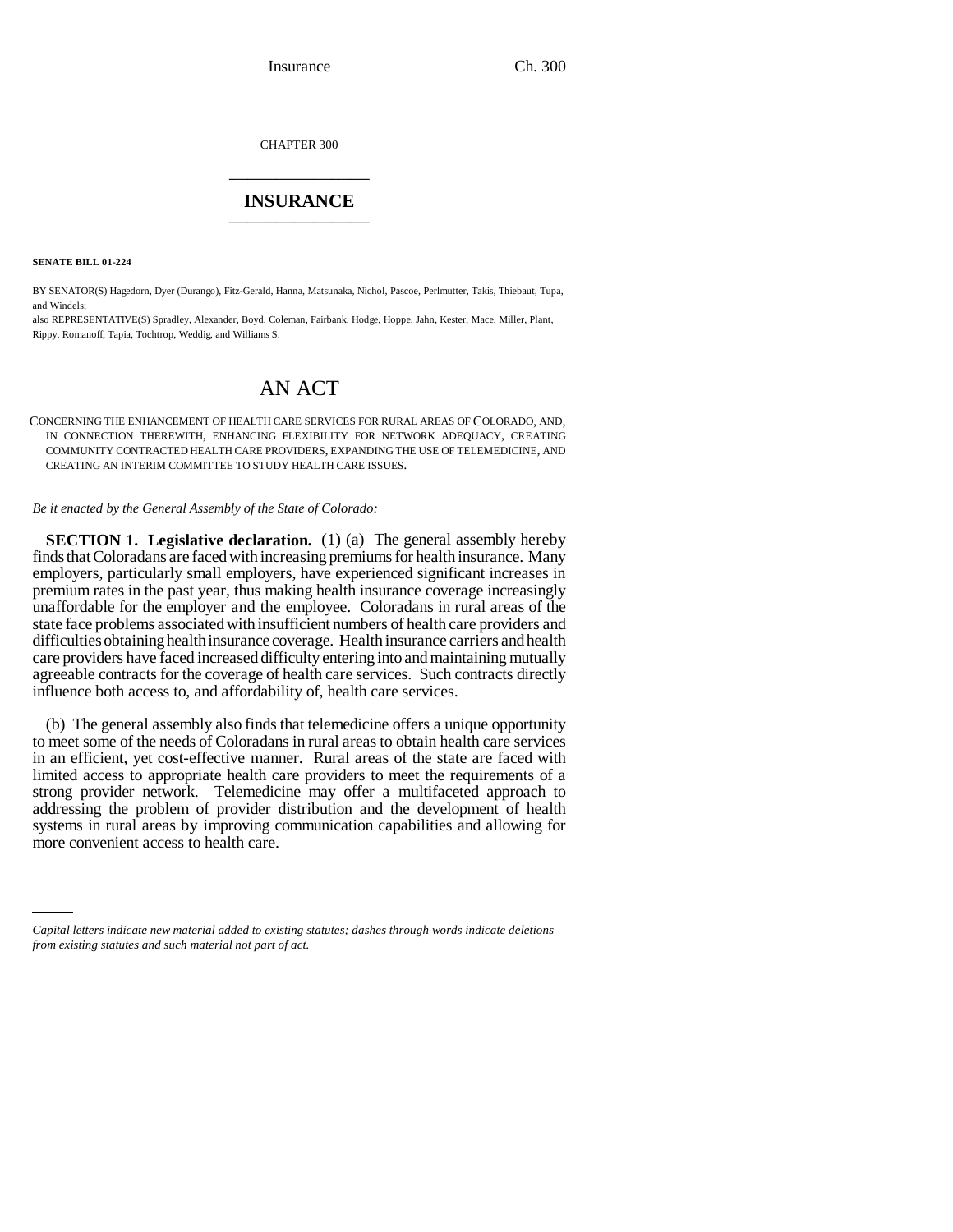CHAPTER 300

# INSURANCE

**SENATE BILL 01-224**

BY SENATOR(S) Hagedorn, Dyer (Durango), Fitz-Gerald, Hanna, Matsunaka, Nichol, Pascoe, Perlmutter, Takis, Thiebaut, Tupa, and Windels;

also REPRESENTATIVE(S) Spradley, Alexander, Boyd, Coleman, Fairbank, Hodge, Hoppe, Jahn, Kester, Mace, Miller, Plant, Rippy, Romanoff, Tapia, Tochtrop, Weddig, and Williams S.

# AN ACT

CONCERNING THE ENHANCEMENT OF HEALTH CARE SERVICES FOR RURAL AREAS OF COLORADO, AND, IN CONNECTION THEREWITH, ENHANCING FLEXIBILITY FOR NETWORK ADEQUACY, CREATING COMMUNITY CONTRACTED HEALTH CARE PROVIDERS, EXPANDING THE USE OF TELEMEDICINE, AND CREATING AN INTERIM COMMITTEE TO STUDY HEALTH CARE ISSUES.

*Be it enacted by the General Assembly of the State of Colorado:*

**SECTION 1. Legislative declaration.** (1) (a) The general assembly hereby finds that Coloradans are faced with increasing premiums for health insurance. Many employers, particularly small employers, have experienced significant increases in premium rates in the past year, thus making health insurance coverage increasingly unaffordable for the employer and the employee. Coloradans in rural areas of the state face problems associated with insufficient numbers of health care providers and difficulties obtaining health insurance coverage. Health insurance carriers and health care providers have faced increased difficulty entering into and maintaining mutually agreeable contracts for the coverage of health care services. Such contracts directly influence both access to, and affordability of, health care services.

(b) The general assembly also finds that telemedicine offers a unique opportunity to meet some of the needs of Coloradans in rural areas to obtain health care services in an efficient, yet cost-effective manner. Rural areas of the state are faced with limited access to appropriate health care providers to meet the requirements of a strong provider network. Telemedicine may offer a multifaceted approach to addressing the problem of provider distribution and the development of health systems in rural areas by improving communication capabilities and allowing for more convenient access to health care.

*Capital letters indicate new material added to existing statutes; dashes through words indicate deletions from existing statutes and such material not part of act.*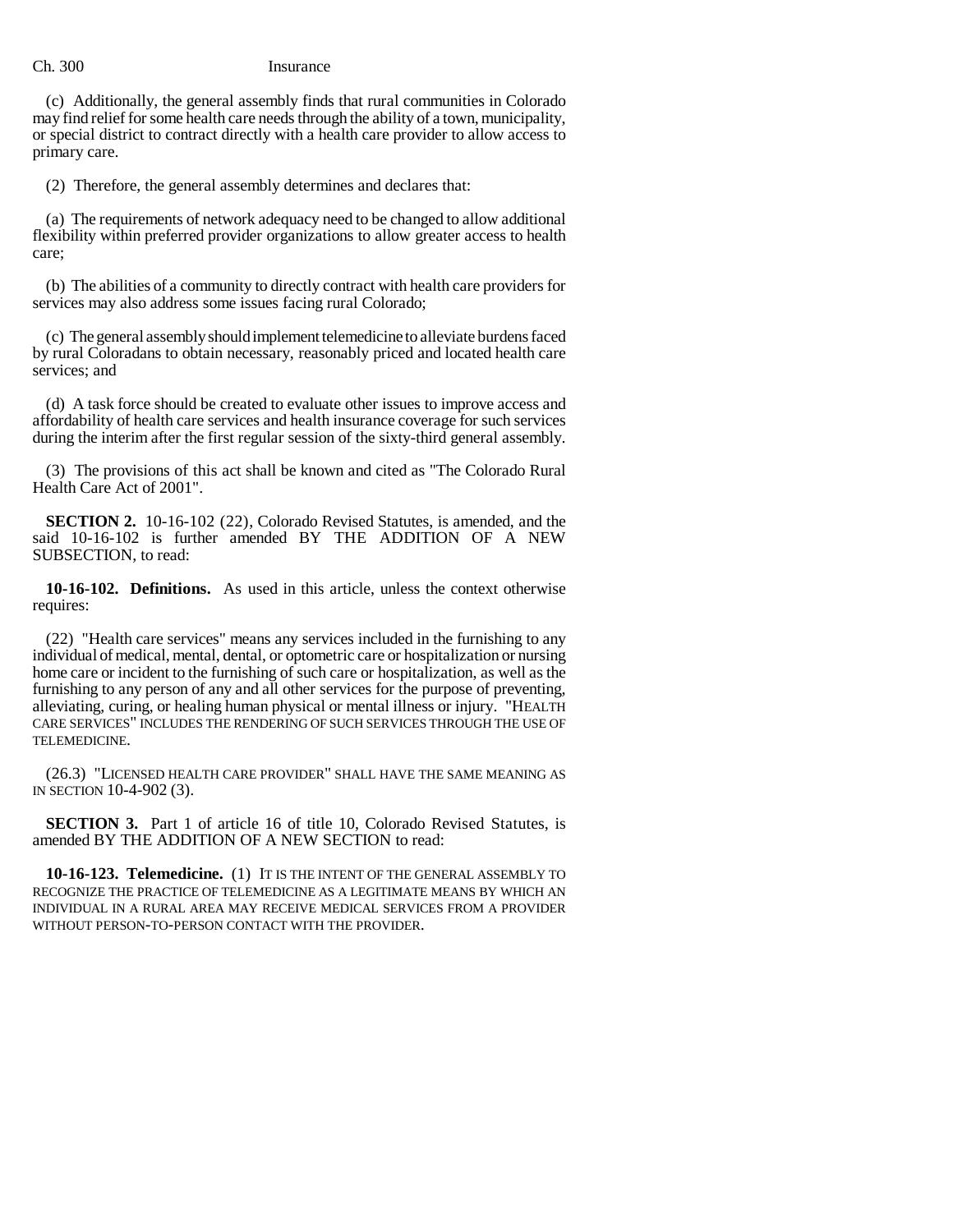(c) Additionally, the general assembly finds that rural communities in Colorado may find relief for some health care needs through the ability of a town, municipality, or special district to contract directly with a health care provider to allow access to primary care.

(2) Therefore, the general assembly determines and declares that:

(a) The requirements of network adequacy need to be changed to allow additional flexibility within preferred provider organizations to allow greater access to health care;

(b) The abilities of a community to directly contract with health care providers for services may also address some issues facing rural Colorado;

(c) The general assembly should implement telemedicine to alleviate burdens faced by rural Coloradans to obtain necessary, reasonably priced and located health care services; and

(d) A task force should be created to evaluate other issues to improve access and affordability of health care services and health insurance coverage for such services during the interim after the first regular session of the sixty-third general assembly.

(3) The provisions of this act shall be known and cited as "The Colorado Rural Health Care Act of 2001".

**SECTION 2.** 10-16-102 (22), Colorado Revised Statutes, is amended, and the said 10-16-102 is further amended BY THE ADDITION OF A NEW SUBSECTION, to read:

**10-16-102. Definitions.** As used in this article, unless the context otherwise requires:

(22) "Health care services" means any services included in the furnishing to any individual of medical, mental, dental, or optometric care or hospitalization or nursing home care or incident to the furnishing of such care or hospitalization, as well as the furnishing to any person of any and all other services for the purpose of preventing, alleviating, curing, or healing human physical or mental illness or injury. "HEALTH CARE SERVICES" INCLUDES THE RENDERING OF SUCH SERVICES THROUGH THE USE OF TELEMEDICINE.

(26.3) "LICENSED HEALTH CARE PROVIDER" SHALL HAVE THE SAME MEANING AS IN SECTION 10-4-902 (3).

**SECTION 3.** Part 1 of article 16 of title 10, Colorado Revised Statutes, is amended BY THE ADDITION OF A NEW SECTION to read:

**10-16-123. Telemedicine.** (1) IT IS THE INTENT OF THE GENERAL ASSEMBLY TO RECOGNIZE THE PRACTICE OF TELEMEDICINE AS A LEGITIMATE MEANS BY WHICH AN INDIVIDUAL IN A RURAL AREA MAY RECEIVE MEDICAL SERVICES FROM A PROVIDER WITHOUT PERSON-TO-PERSON CONTACT WITH THE PROVIDER.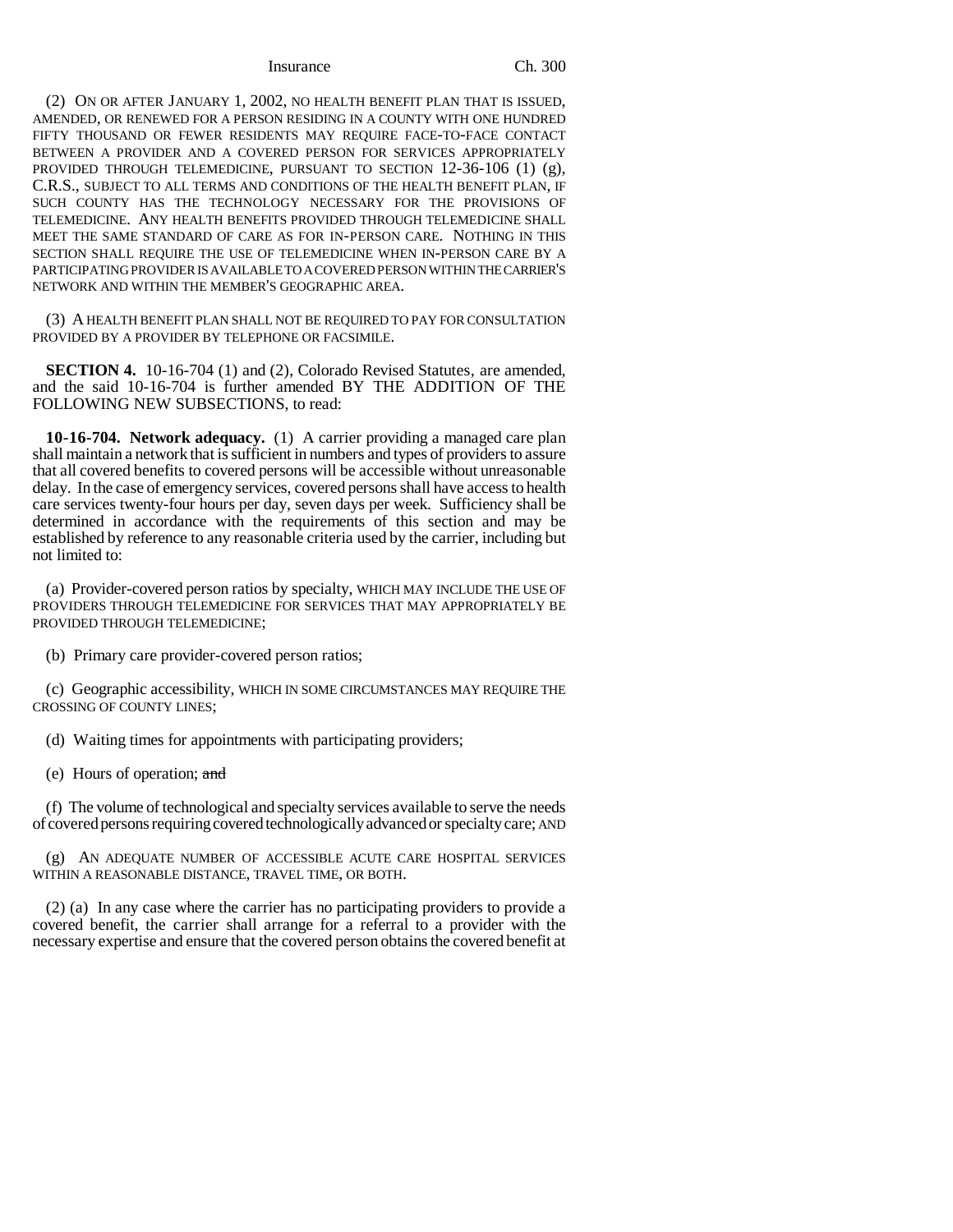(2) ON OR AFTER JANUARY 1, 2002, NO HEALTH BENEFIT PLAN THAT IS ISSUED, AMENDED, OR RENEWED FOR A PERSON RESIDING IN A COUNTY WITH ONE HUNDRED FIFTY THOUSAND OR FEWER RESIDENTS MAY REQUIRE FACE-TO-FACE CONTACT BETWEEN A PROVIDER AND A COVERED PERSON FOR SERVICES APPROPRIATELY PROVIDED THROUGH TELEMEDICINE, PURSUANT TO SECTION 12-36-106 (1) (g), C.R.S., SUBJECT TO ALL TERMS AND CONDITIONS OF THE HEALTH BENEFIT PLAN, IF SUCH COUNTY HAS THE TECHNOLOGY NECESSARY FOR THE PROVISIONS OF TELEMEDICINE. ANY HEALTH BENEFITS PROVIDED THROUGH TELEMEDICINE SHALL MEET THE SAME STANDARD OF CARE AS FOR IN-PERSON CARE. NOTHING IN THIS SECTION SHALL REQUIRE THE USE OF TELEMEDICINE WHEN IN-PERSON CARE BY A PARTICIPATING PROVIDER IS AVAILABLE TO A COVERED PERSON WITHIN THE CARRIER'S NETWORK AND WITHIN THE MEMBER'S GEOGRAPHIC AREA.

(3) A HEALTH BENEFIT PLAN SHALL NOT BE REQUIRED TO PAY FOR CONSULTATION PROVIDED BY A PROVIDER BY TELEPHONE OR FACSIMILE.

**SECTION 4.** 10-16-704 (1) and (2), Colorado Revised Statutes, are amended, and the said 10-16-704 is further amended BY THE ADDITION OF THE FOLLOWING NEW SUBSECTIONS, to read:

**10-16-704. Network adequacy.** (1) A carrier providing a managed care plan shall maintain a network that is sufficient in numbers and types of providers to assure that all covered benefits to covered persons will be accessible without unreasonable delay. In the case of emergency services, covered persons shall have access to health care services twenty-four hours per day, seven days per week. Sufficiency shall be determined in accordance with the requirements of this section and may be established by reference to any reasonable criteria used by the carrier, including but not limited to:

(a) Provider-covered person ratios by specialty, WHICH MAY INCLUDE THE USE OF PROVIDERS THROUGH TELEMEDICINE FOR SERVICES THAT MAY APPROPRIATELY BE PROVIDED THROUGH TELEMEDICINE;

(b) Primary care provider-covered person ratios;

(c) Geographic accessibility, WHICH IN SOME CIRCUMSTANCES MAY REQUIRE THE CROSSING OF COUNTY LINES;

(d) Waiting times for appointments with participating providers;

(e) Hours of operation; ~~and~~

(f) The volume of technological and specialty services available to serve the needs of covered persons requiring covered technologically advanced or specialty care; AND

(g) AN ADEQUATE NUMBER OF ACCESSIBLE ACUTE CARE HOSPITAL SERVICES WITHIN A REASONABLE DISTANCE, TRAVEL TIME, OR BOTH.

(2) (a) In any case where the carrier has no participating providers to provide a covered benefit, the carrier shall arrange for a referral to a provider with the necessary expertise and ensure that the covered person obtains the covered benefit at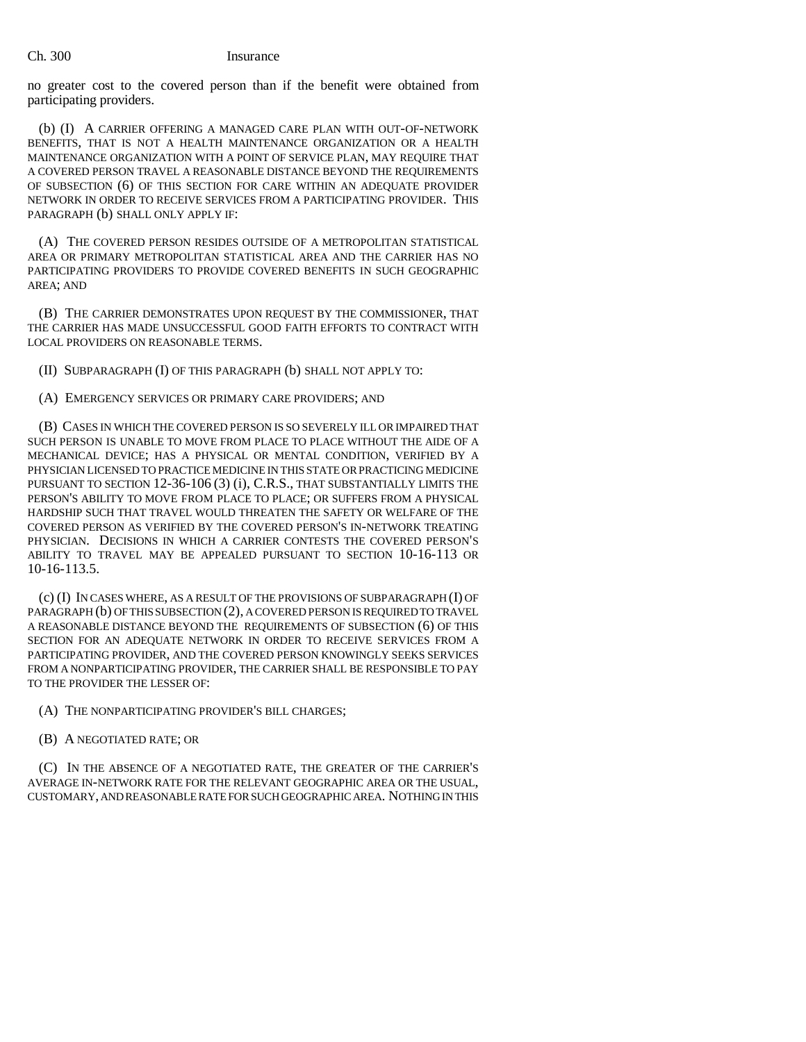no greater cost to the covered person than if the benefit were obtained from participating providers.

(b) (I) A CARRIER OFFERING A MANAGED CARE PLAN WITH OUT-OF-NETWORK BENEFITS, THAT IS NOT A HEALTH MAINTENANCE ORGANIZATION OR A HEALTH MAINTENANCE ORGANIZATION WITH A POINT OF SERVICE PLAN, MAY REQUIRE THAT A COVERED PERSON TRAVEL A REASONABLE DISTANCE BEYOND THE REQUIREMENTS OF SUBSECTION (6) OF THIS SECTION FOR CARE WITHIN AN ADEQUATE PROVIDER NETWORK IN ORDER TO RECEIVE SERVICES FROM A PARTICIPATING PROVIDER. THIS PARAGRAPH (b) SHALL ONLY APPLY IF:

(A) THE COVERED PERSON RESIDES OUTSIDE OF A METROPOLITAN STATISTICAL AREA OR PRIMARY METROPOLITAN STATISTICAL AREA AND THE CARRIER HAS NO PARTICIPATING PROVIDERS TO PROVIDE COVERED BENEFITS IN SUCH GEOGRAPHIC AREA; AND

(B) THE CARRIER DEMONSTRATES UPON REQUEST BY THE COMMISSIONER, THAT THE CARRIER HAS MADE UNSUCCESSFUL GOOD FAITH EFFORTS TO CONTRACT WITH LOCAL PROVIDERS ON REASONABLE TERMS.

(II) SUBPARAGRAPH (I) OF THIS PARAGRAPH (b) SHALL NOT APPLY TO:

(A) EMERGENCY SERVICES OR PRIMARY CARE PROVIDERS; AND

(B) CASES IN WHICH THE COVERED PERSON IS SO SEVERELY ILL OR IMPAIRED THAT SUCH PERSON IS UNABLE TO MOVE FROM PLACE TO PLACE WITHOUT THE AIDE OF A MECHANICAL DEVICE; HAS A PHYSICAL OR MENTAL CONDITION, VERIFIED BY A PHYSICIAN LICENSED TO PRACTICE MEDICINE IN THIS STATE OR PRACTICING MEDICINE PURSUANT TO SECTION 12-36-106 (3) (i), C.R.S., THAT SUBSTANTIALLY LIMITS THE PERSON'S ABILITY TO MOVE FROM PLACE TO PLACE; OR SUFFERS FROM A PHYSICAL HARDSHIP SUCH THAT TRAVEL WOULD THREATEN THE SAFETY OR WELFARE OF THE COVERED PERSON AS VERIFIED BY THE COVERED PERSON'S IN-NETWORK TREATING PHYSICIAN. DECISIONS IN WHICH A CARRIER CONTESTS THE COVERED PERSON'S ABILITY TO TRAVEL MAY BE APPEALED PURSUANT TO SECTION 10-16-113 OR 10-16-113.5.

(c) (I) IN CASES WHERE, AS A RESULT OF THE PROVISIONS OF SUBPARAGRAPH (I) OF PARAGRAPH (b) OF THIS SUBSECTION (2), A COVERED PERSON IS REQUIRED TO TRAVEL A REASONABLE DISTANCE BEYOND THE REQUIREMENTS OF SUBSECTION (6) OF THIS SECTION FOR AN ADEQUATE NETWORK IN ORDER TO RECEIVE SERVICES FROM A PARTICIPATING PROVIDER, AND THE COVERED PERSON KNOWINGLY SEEKS SERVICES FROM A NONPARTICIPATING PROVIDER, THE CARRIER SHALL BE RESPONSIBLE TO PAY TO THE PROVIDER THE LESSER OF:

(A) THE NONPARTICIPATING PROVIDER'S BILL CHARGES;

(B) A NEGOTIATED RATE; OR

(C) IN THE ABSENCE OF A NEGOTIATED RATE, THE GREATER OF THE CARRIER'S AVERAGE IN-NETWORK RATE FOR THE RELEVANT GEOGRAPHIC AREA OR THE USUAL, CUSTOMARY, AND REASONABLE RATE FOR SUCH GEOGRAPHIC AREA. NOTHING IN THIS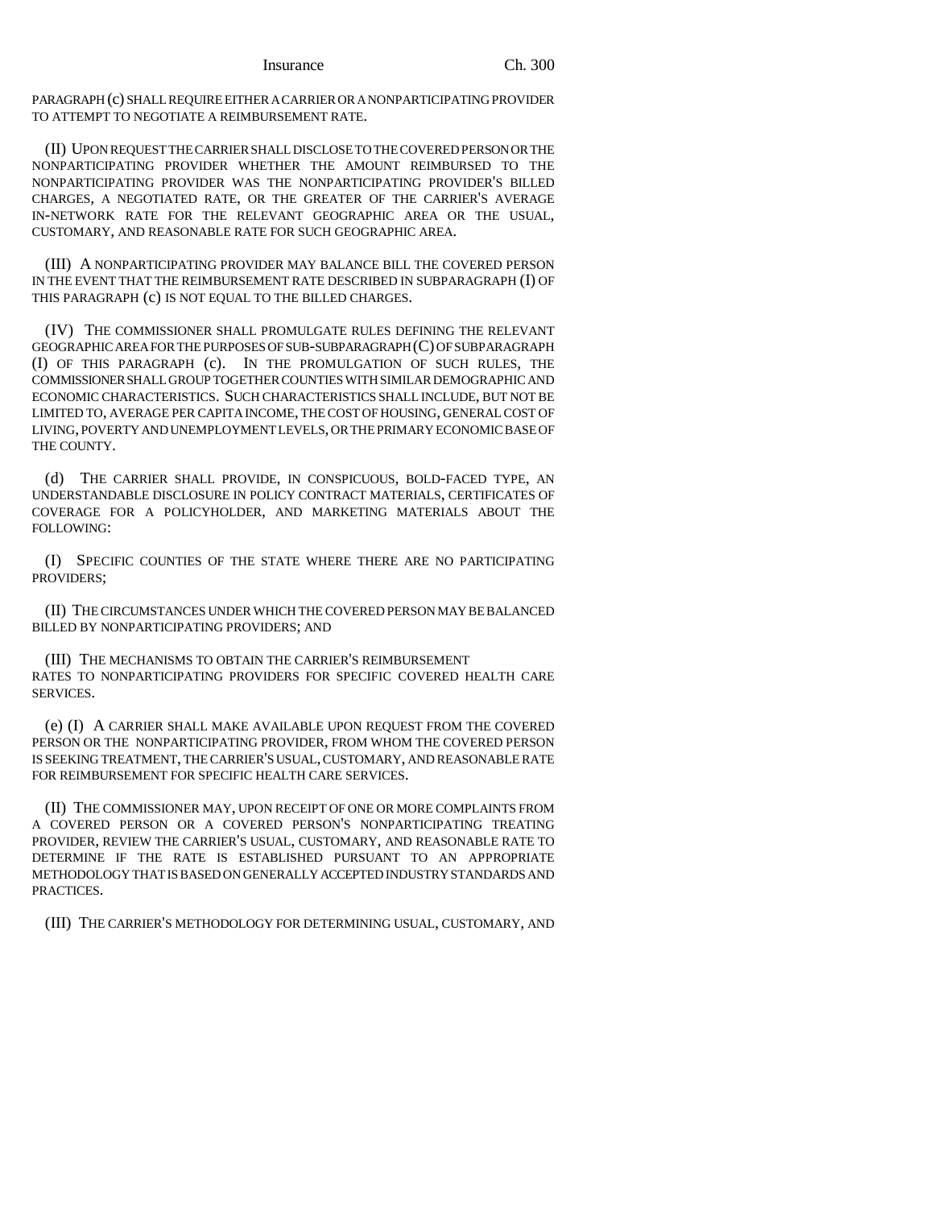PARAGRAPH (c) SHALL REQUIRE EITHER A CARRIER OR A NONPARTICIPATING PROVIDER TO ATTEMPT TO NEGOTIATE A REIMBURSEMENT RATE.

(II) UPON REQUEST THE CARRIER SHALL DISCLOSE TO THE COVERED PERSON OR THE NONPARTICIPATING PROVIDER WHETHER THE AMOUNT REIMBURSED TO THE NONPARTICIPATING PROVIDER WAS THE NONPARTICIPATING PROVIDER'S BILLED CHARGES, A NEGOTIATED RATE, OR THE GREATER OF THE CARRIER'S AVERAGE IN-NETWORK RATE FOR THE RELEVANT GEOGRAPHIC AREA OR THE USUAL, CUSTOMARY, AND REASONABLE RATE FOR SUCH GEOGRAPHIC AREA.

(III) A NONPARTICIPATING PROVIDER MAY BALANCE BILL THE COVERED PERSON IN THE EVENT THAT THE REIMBURSEMENT RATE DESCRIBED IN SUBPARAGRAPH (I) OF THIS PARAGRAPH (c) IS NOT EQUAL TO THE BILLED CHARGES.

(IV) THE COMMISSIONER SHALL PROMULGATE RULES DEFINING THE RELEVANT GEOGRAPHIC AREA FOR THE PURPOSES OF SUB-SUBPARAGRAPH (C) OF SUBPARAGRAPH (I) OF THIS PARAGRAPH (c). IN THE PROMULGATION OF SUCH RULES, THE COMMISSIONER SHALL GROUP TOGETHER COUNTIES WITH SIMILAR DEMOGRAPHIC AND ECONOMIC CHARACTERISTICS. SUCH CHARACTERISTICS SHALL INCLUDE, BUT NOT BE LIMITED TO, AVERAGE PER CAPITA INCOME, THE COST OF HOUSING, GENERAL COST OF LIVING, POVERTY AND UNEMPLOYMENT LEVELS, OR THE PRIMARY ECONOMIC BASE OF THE COUNTY.

(d) THE CARRIER SHALL PROVIDE, IN CONSPICUOUS, BOLD-FACED TYPE, AN UNDERSTANDABLE DISCLOSURE IN POLICY CONTRACT MATERIALS, CERTIFICATES OF COVERAGE FOR A POLICYHOLDER, AND MARKETING MATERIALS ABOUT THE FOLLOWING:

(I) SPECIFIC COUNTIES OF THE STATE WHERE THERE ARE NO PARTICIPATING PROVIDERS;

(II) THE CIRCUMSTANCES UNDER WHICH THE COVERED PERSON MAY BE BALANCED BILLED BY NONPARTICIPATING PROVIDERS; AND

(III) THE MECHANISMS TO OBTAIN THE CARRIER'S REIMBURSEMENT RATES TO NONPARTICIPATING PROVIDERS FOR SPECIFIC COVERED HEALTH CARE SERVICES.

(e) (I) A CARRIER SHALL MAKE AVAILABLE UPON REQUEST FROM THE COVERED PERSON OR THE NONPARTICIPATING PROVIDER, FROM WHOM THE COVERED PERSON IS SEEKING TREATMENT, THE CARRIER'S USUAL, CUSTOMARY, AND REASONABLE RATE FOR REIMBURSEMENT FOR SPECIFIC HEALTH CARE SERVICES.

(II) THE COMMISSIONER MAY, UPON RECEIPT OF ONE OR MORE COMPLAINTS FROM A COVERED PERSON OR A COVERED PERSON'S NONPARTICIPATING TREATING PROVIDER, REVIEW THE CARRIER'S USUAL, CUSTOMARY, AND REASONABLE RATE TO DETERMINE IF THE RATE IS ESTABLISHED PURSUANT TO AN APPROPRIATE METHODOLOGY THAT IS BASED ON GENERALLY ACCEPTED INDUSTRY STANDARDS AND PRACTICES.

(III) THE CARRIER'S METHODOLOGY FOR DETERMINING USUAL, CUSTOMARY, AND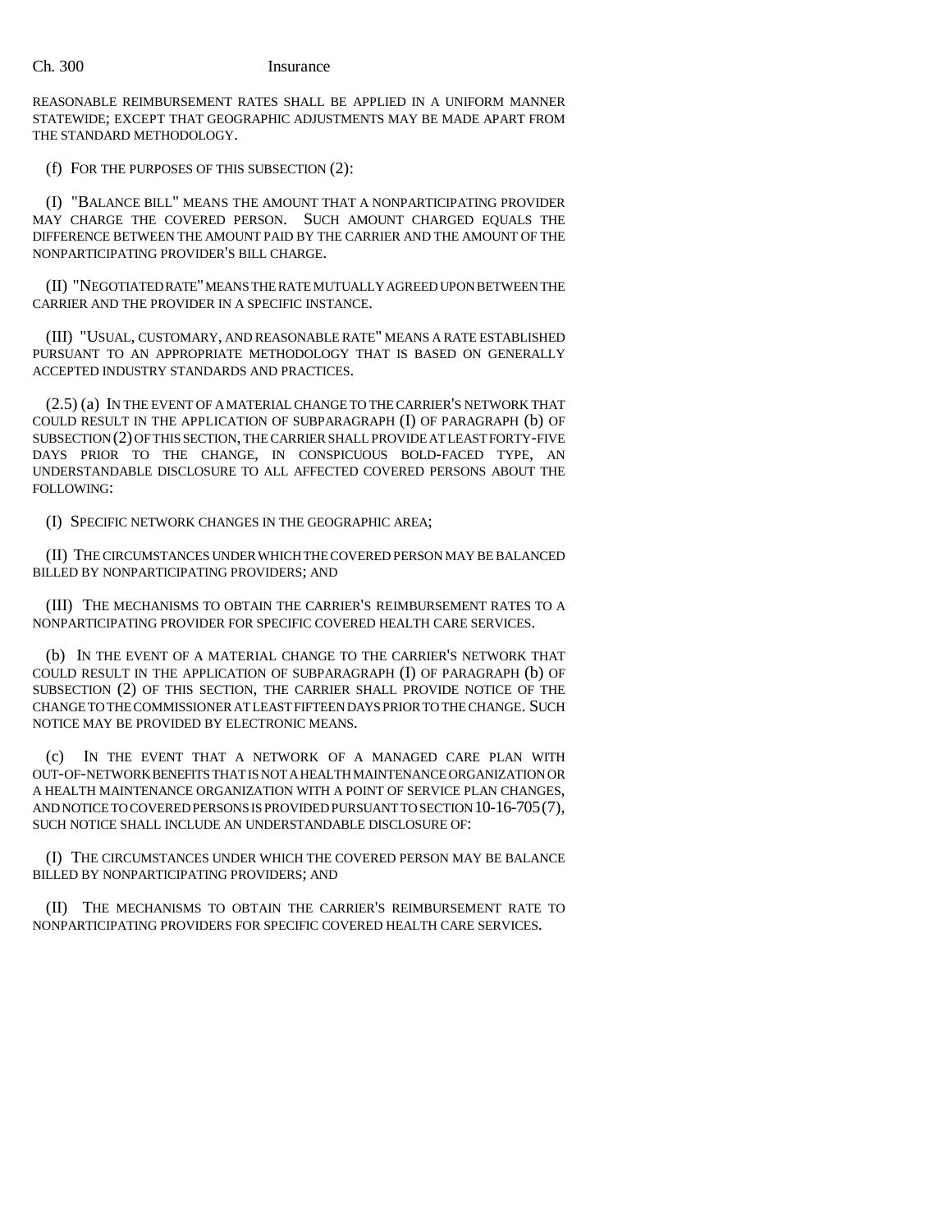REASONABLE REIMBURSEMENT RATES SHALL BE APPLIED IN A UNIFORM MANNER STATEWIDE; EXCEPT THAT GEOGRAPHIC ADJUSTMENTS MAY BE MADE APART FROM THE STANDARD METHODOLOGY.

(f) FOR THE PURPOSES OF THIS SUBSECTION (2):

(I) "BALANCE BILL" MEANS THE AMOUNT THAT A NONPARTICIPATING PROVIDER MAY CHARGE THE COVERED PERSON. SUCH AMOUNT CHARGED EQUALS THE DIFFERENCE BETWEEN THE AMOUNT PAID BY THE CARRIER AND THE AMOUNT OF THE NONPARTICIPATING PROVIDER'S BILL CHARGE.

(II) "NEGOTIATED RATE" MEANS THE RATE MUTUALLY AGREED UPON BETWEEN THE CARRIER AND THE PROVIDER IN A SPECIFIC INSTANCE.

(III) "USUAL, CUSTOMARY, AND REASONABLE RATE" MEANS A RATE ESTABLISHED PURSUANT TO AN APPROPRIATE METHODOLOGY THAT IS BASED ON GENERALLY ACCEPTED INDUSTRY STANDARDS AND PRACTICES.

(2.5) (a) IN THE EVENT OF A MATERIAL CHANGE TO THE CARRIER'S NETWORK THAT COULD RESULT IN THE APPLICATION OF SUBPARAGRAPH (I) OF PARAGRAPH (b) OF SUBSECTION (2) OF THIS SECTION, THE CARRIER SHALL PROVIDE AT LEAST FORTY-FIVE DAYS PRIOR TO THE CHANGE, IN CONSPICUOUS BOLD-FACED TYPE, AN UNDERSTANDABLE DISCLOSURE TO ALL AFFECTED COVERED PERSONS ABOUT THE FOLLOWING:

(I) SPECIFIC NETWORK CHANGES IN THE GEOGRAPHIC AREA;

(II) THE CIRCUMSTANCES UNDER WHICH THE COVERED PERSON MAY BE BALANCED BILLED BY NONPARTICIPATING PROVIDERS; AND

(III) THE MECHANISMS TO OBTAIN THE CARRIER'S REIMBURSEMENT RATES TO A NONPARTICIPATING PROVIDER FOR SPECIFIC COVERED HEALTH CARE SERVICES.

(b) IN THE EVENT OF A MATERIAL CHANGE TO THE CARRIER'S NETWORK THAT COULD RESULT IN THE APPLICATION OF SUBPARAGRAPH (I) OF PARAGRAPH (b) OF SUBSECTION (2) OF THIS SECTION, THE CARRIER SHALL PROVIDE NOTICE OF THE CHANGE TO THE COMMISSIONER AT LEAST FIFTEEN DAYS PRIOR TO THE CHANGE. SUCH NOTICE MAY BE PROVIDED BY ELECTRONIC MEANS.

(c) IN THE EVENT THAT A NETWORK OF A MANAGED CARE PLAN WITH OUT-OF-NETWORK BENEFITS THAT IS NOT A HEALTH MAINTENANCE ORGANIZATION OR A HEALTH MAINTENANCE ORGANIZATION WITH A POINT OF SERVICE PLAN CHANGES, AND NOTICE TO COVERED PERSONS IS PROVIDED PURSUANT TO SECTION 10-16-705 (7), SUCH NOTICE SHALL INCLUDE AN UNDERSTANDABLE DISCLOSURE OF:

(I) THE CIRCUMSTANCES UNDER WHICH THE COVERED PERSON MAY BE BALANCE BILLED BY NONPARTICIPATING PROVIDERS; AND

(II) THE MECHANISMS TO OBTAIN THE CARRIER'S REIMBURSEMENT RATE TO NONPARTICIPATING PROVIDERS FOR SPECIFIC COVERED HEALTH CARE SERVICES.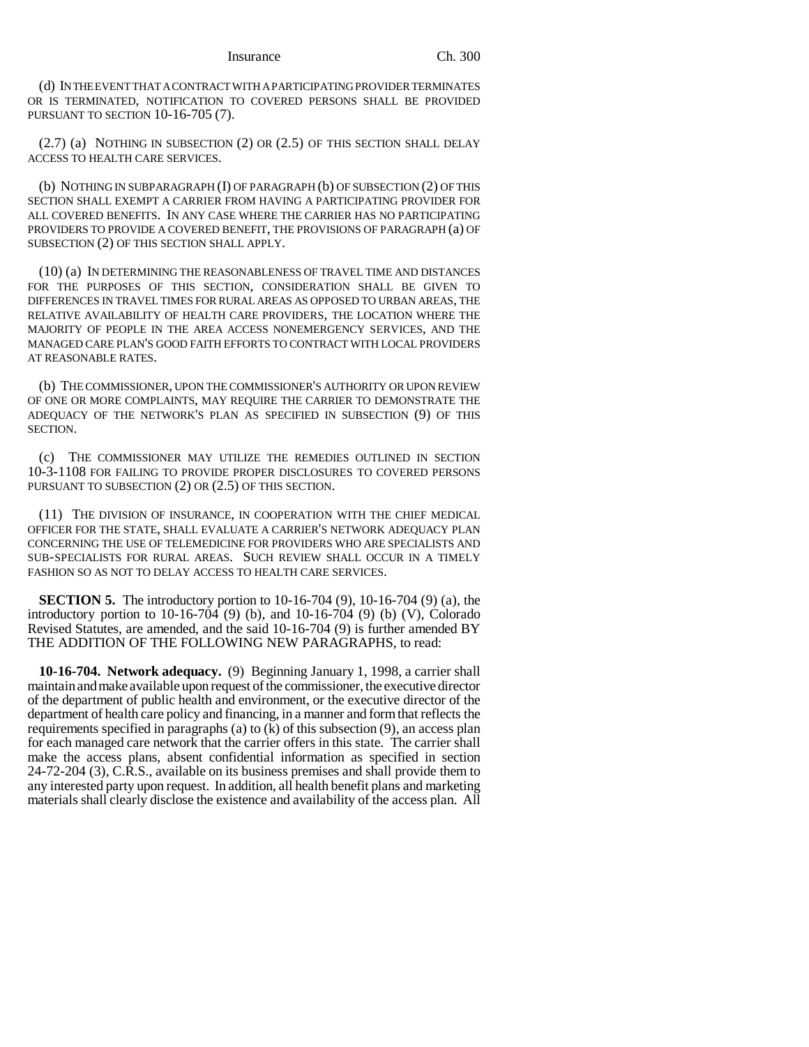(d) IN THE EVENT THAT A CONTRACT WITH A PARTICIPATING PROVIDER TERMINATES OR IS TERMINATED, NOTIFICATION TO COVERED PERSONS SHALL BE PROVIDED PURSUANT TO SECTION 10-16-705 (7).

(2.7) (a) NOTHING IN SUBSECTION (2) OR (2.5) OF THIS SECTION SHALL DELAY ACCESS TO HEALTH CARE SERVICES.

(b) NOTHING IN SUBPARAGRAPH (I) OF PARAGRAPH (b) OF SUBSECTION (2) OF THIS SECTION SHALL EXEMPT A CARRIER FROM HAVING A PARTICIPATING PROVIDER FOR ALL COVERED BENEFITS. IN ANY CASE WHERE THE CARRIER HAS NO PARTICIPATING PROVIDERS TO PROVIDE A COVERED BENEFIT, THE PROVISIONS OF PARAGRAPH (a) OF SUBSECTION (2) OF THIS SECTION SHALL APPLY.

(10) (a) IN DETERMINING THE REASONABLENESS OF TRAVEL TIME AND DISTANCES FOR THE PURPOSES OF THIS SECTION, CONSIDERATION SHALL BE GIVEN TO DIFFERENCES IN TRAVEL TIMES FOR RURAL AREAS AS OPPOSED TO URBAN AREAS, THE RELATIVE AVAILABILITY OF HEALTH CARE PROVIDERS, THE LOCATION WHERE THE MAJORITY OF PEOPLE IN THE AREA ACCESS NONEMERGENCY SERVICES, AND THE MANAGED CARE PLAN'S GOOD FAITH EFFORTS TO CONTRACT WITH LOCAL PROVIDERS AT REASONABLE RATES.

(b) THE COMMISSIONER, UPON THE COMMISSIONER'S AUTHORITY OR UPON REVIEW OF ONE OR MORE COMPLAINTS, MAY REQUIRE THE CARRIER TO DEMONSTRATE THE ADEQUACY OF THE NETWORK'S PLAN AS SPECIFIED IN SUBSECTION (9) OF THIS SECTION.

(c) THE COMMISSIONER MAY UTILIZE THE REMEDIES OUTLINED IN SECTION 10-3-1108 FOR FAILING TO PROVIDE PROPER DISCLOSURES TO COVERED PERSONS PURSUANT TO SUBSECTION (2) OR (2.5) OF THIS SECTION.

(11) THE DIVISION OF INSURANCE, IN COOPERATION WITH THE CHIEF MEDICAL OFFICER FOR THE STATE, SHALL EVALUATE A CARRIER'S NETWORK ADEQUACY PLAN CONCERNING THE USE OF TELEMEDICINE FOR PROVIDERS WHO ARE SPECIALISTS AND SUB-SPECIALISTS FOR RURAL AREAS. SUCH REVIEW SHALL OCCUR IN A TIMELY FASHION SO AS NOT TO DELAY ACCESS TO HEALTH CARE SERVICES.

**SECTION 5.** The introductory portion to 10-16-704 (9), 10-16-704 (9) (a), the introductory portion to 10-16-704 (9) (b), and 10-16-704 (9) (b) (V), Colorado Revised Statutes, are amended, and the said 10-16-704 (9) is further amended BY THE ADDITION OF THE FOLLOWING NEW PARAGRAPHS, to read:

**10-16-704. Network adequacy.** (9) Beginning January 1, 1998, a carrier shall maintain and make available upon request of the commissioner, the executive director of the department of public health and environment, or the executive director of the department of health care policy and financing, in a manner and form that reflects the requirements specified in paragraphs (a) to (k) of this subsection (9), an access plan for each managed care network that the carrier offers in this state. The carrier shall make the access plans, absent confidential information as specified in section 24-72-204 (3), C.R.S., available on its business premises and shall provide them to any interested party upon request. In addition, all health benefit plans and marketing materials shall clearly disclose the existence and availability of the access plan. All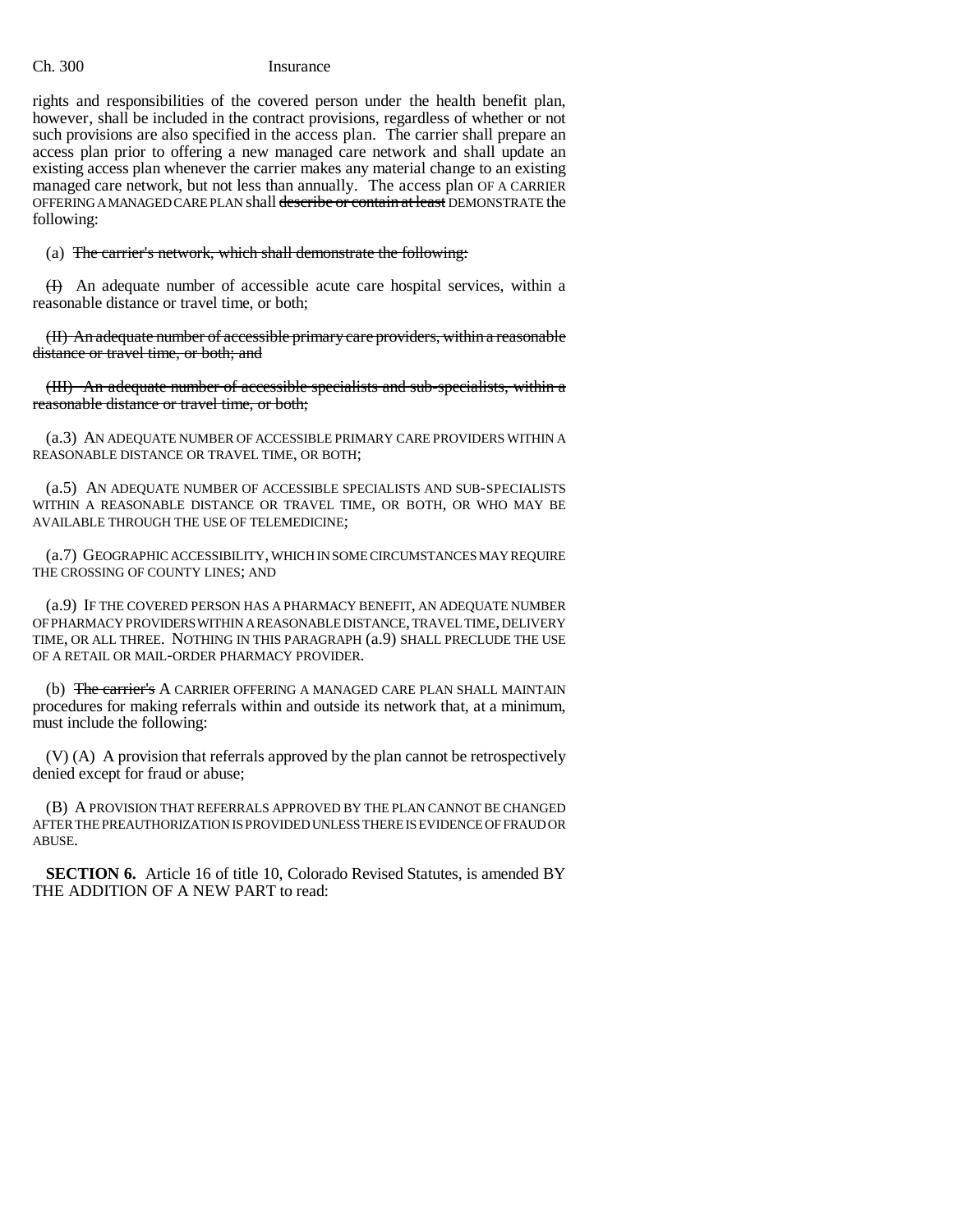rights and responsibilities of the covered person under the health benefit plan, however, shall be included in the contract provisions, regardless of whether or not such provisions are also specified in the access plan. The carrier shall prepare an access plan prior to offering a new managed care network and shall update an existing access plan whenever the carrier makes any material change to an existing managed care network, but not less than annually. The access plan OF A CARRIER OFFERING A MANAGED CARE PLAN shall ~~describe or contain at least~~ DEMONSTRATE the following:

(a) ~~The carrier's network, which shall demonstrate the following:~~

~~(I)~~ An adequate number of accessible acute care hospital services, within a reasonable distance or travel time, or both;

~~(II) An adequate number of accessible primary care providers, within a reasonable distance or travel time, or both; and~~

~~(III) An adequate number of accessible specialists and sub-specialists, within a reasonable distance or travel time, or both;~~

(a.3) AN ADEQUATE NUMBER OF ACCESSIBLE PRIMARY CARE PROVIDERS WITHIN A REASONABLE DISTANCE OR TRAVEL TIME, OR BOTH;

(a.5) AN ADEQUATE NUMBER OF ACCESSIBLE SPECIALISTS AND SUB-SPECIALISTS WITHIN A REASONABLE DISTANCE OR TRAVEL TIME, OR BOTH, OR WHO MAY BE AVAILABLE THROUGH THE USE OF TELEMEDICINE;

(a.7) GEOGRAPHIC ACCESSIBILITY, WHICH IN SOME CIRCUMSTANCES MAY REQUIRE THE CROSSING OF COUNTY LINES; AND

(a.9) IF THE COVERED PERSON HAS A PHARMACY BENEFIT, AN ADEQUATE NUMBER OF PHARMACY PROVIDERS WITHIN A REASONABLE DISTANCE, TRAVEL TIME, DELIVERY TIME, OR ALL THREE. NOTHING IN THIS PARAGRAPH (a.9) SHALL PRECLUDE THE USE OF A RETAIL OR MAIL-ORDER PHARMACY PROVIDER.

(b) ~~The carrier's~~ A CARRIER OFFERING A MANAGED CARE PLAN SHALL MAINTAIN procedures for making referrals within and outside its network that, at a minimum, must include the following:

(V) (A) A provision that referrals approved by the plan cannot be retrospectively denied except for fraud or abuse;

(B) A PROVISION THAT REFERRALS APPROVED BY THE PLAN CANNOT BE CHANGED AFTER THE PREAUTHORIZATION IS PROVIDED UNLESS THERE IS EVIDENCE OF FRAUD OR ABUSE.

**SECTION 6.** Article 16 of title 10, Colorado Revised Statutes, is amended BY THE ADDITION OF A NEW PART to read: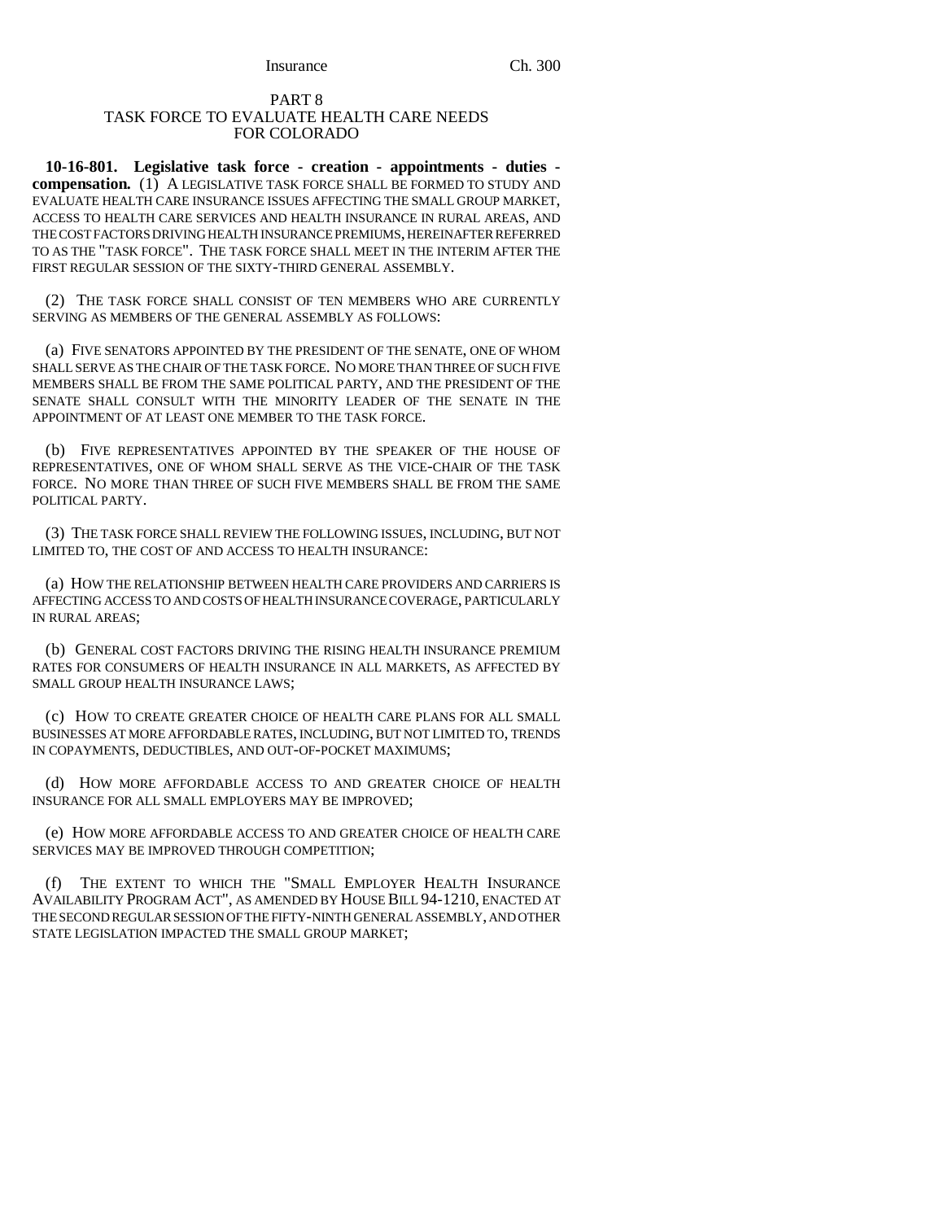PART 8
TASK FORCE TO EVALUATE HEALTH CARE NEEDS
FOR COLORADO

**10-16-801. Legislative task force - creation - appointments - duties - compensation.** (1) A LEGISLATIVE TASK FORCE SHALL BE FORMED TO STUDY AND EVALUATE HEALTH CARE INSURANCE ISSUES AFFECTING THE SMALL GROUP MARKET, ACCESS TO HEALTH CARE SERVICES AND HEALTH INSURANCE IN RURAL AREAS, AND THE COST FACTORS DRIVING HEALTH INSURANCE PREMIUMS, HEREINAFTER REFERRED TO AS THE "TASK FORCE". THE TASK FORCE SHALL MEET IN THE INTERIM AFTER THE FIRST REGULAR SESSION OF THE SIXTY-THIRD GENERAL ASSEMBLY.

(2) THE TASK FORCE SHALL CONSIST OF TEN MEMBERS WHO ARE CURRENTLY SERVING AS MEMBERS OF THE GENERAL ASSEMBLY AS FOLLOWS:

(a) FIVE SENATORS APPOINTED BY THE PRESIDENT OF THE SENATE, ONE OF WHOM SHALL SERVE AS THE CHAIR OF THE TASK FORCE. NO MORE THAN THREE OF SUCH FIVE MEMBERS SHALL BE FROM THE SAME POLITICAL PARTY, AND THE PRESIDENT OF THE SENATE SHALL CONSULT WITH THE MINORITY LEADER OF THE SENATE IN THE APPOINTMENT OF AT LEAST ONE MEMBER TO THE TASK FORCE.

(b) FIVE REPRESENTATIVES APPOINTED BY THE SPEAKER OF THE HOUSE OF REPRESENTATIVES, ONE OF WHOM SHALL SERVE AS THE VICE-CHAIR OF THE TASK FORCE. NO MORE THAN THREE OF SUCH FIVE MEMBERS SHALL BE FROM THE SAME POLITICAL PARTY.

(3) THE TASK FORCE SHALL REVIEW THE FOLLOWING ISSUES, INCLUDING, BUT NOT LIMITED TO, THE COST OF AND ACCESS TO HEALTH INSURANCE:

(a) HOW THE RELATIONSHIP BETWEEN HEALTH CARE PROVIDERS AND CARRIERS IS AFFECTING ACCESS TO AND COSTS OF HEALTH INSURANCE COVERAGE, PARTICULARLY IN RURAL AREAS;

(b) GENERAL COST FACTORS DRIVING THE RISING HEALTH INSURANCE PREMIUM RATES FOR CONSUMERS OF HEALTH INSURANCE IN ALL MARKETS, AS AFFECTED BY SMALL GROUP HEALTH INSURANCE LAWS;

(c) HOW TO CREATE GREATER CHOICE OF HEALTH CARE PLANS FOR ALL SMALL BUSINESSES AT MORE AFFORDABLE RATES, INCLUDING, BUT NOT LIMITED TO, TRENDS IN COPAYMENTS, DEDUCTIBLES, AND OUT-OF-POCKET MAXIMUMS;

(d) HOW MORE AFFORDABLE ACCESS TO AND GREATER CHOICE OF HEALTH INSURANCE FOR ALL SMALL EMPLOYERS MAY BE IMPROVED;

(e) HOW MORE AFFORDABLE ACCESS TO AND GREATER CHOICE OF HEALTH CARE SERVICES MAY BE IMPROVED THROUGH COMPETITION;

(f) THE EXTENT TO WHICH THE "SMALL EMPLOYER HEALTH INSURANCE AVAILABILITY PROGRAM ACT", AS AMENDED BY HOUSE BILL 94-1210, ENACTED AT THE SECOND REGULAR SESSION OF THE FIFTY-NINTH GENERAL ASSEMBLY, AND OTHER STATE LEGISLATION IMPACTED THE SMALL GROUP MARKET;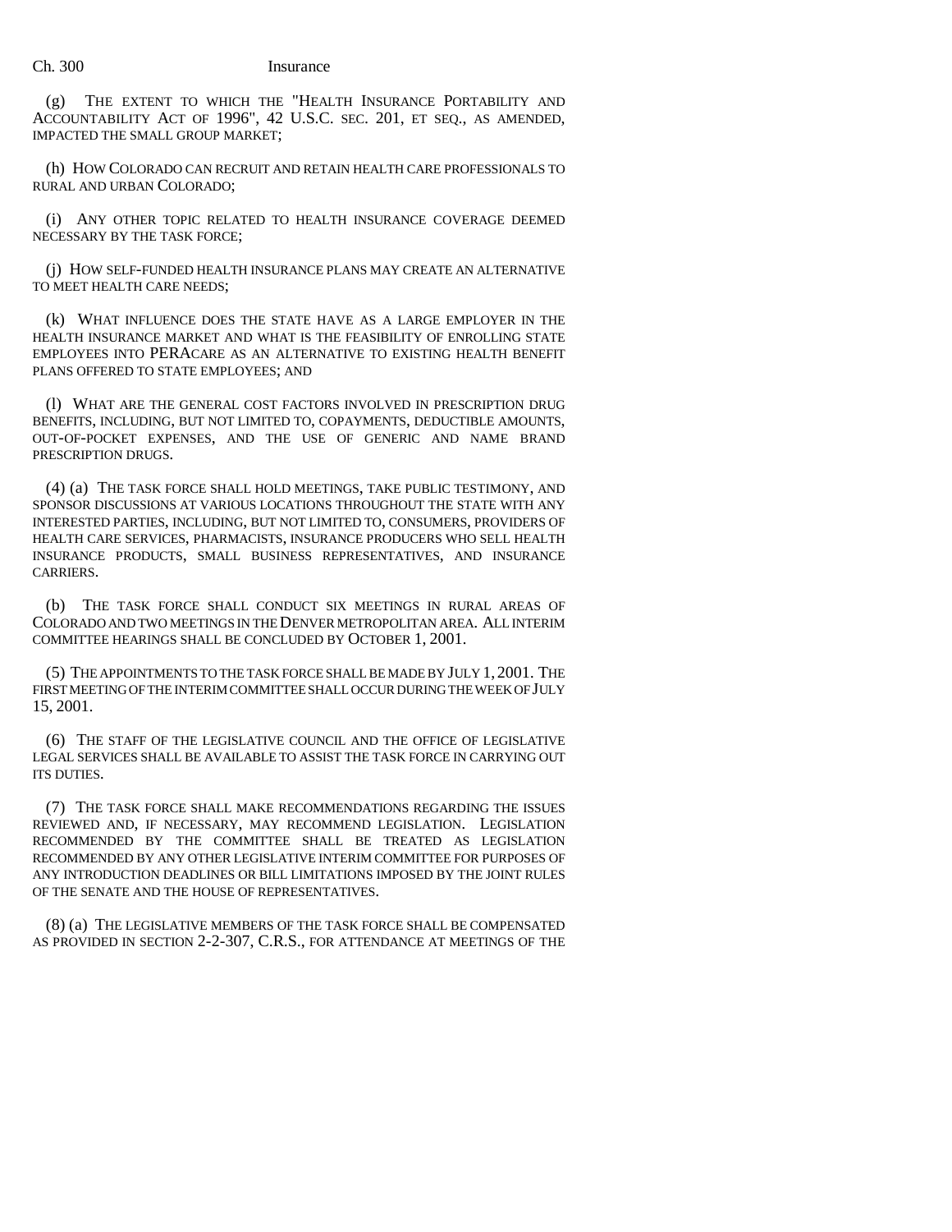(g) THE EXTENT TO WHICH THE "HEALTH INSURANCE PORTABILITY AND ACCOUNTABILITY ACT OF 1996", 42 U.S.C. SEC. 201, ET SEQ., AS AMENDED, IMPACTED THE SMALL GROUP MARKET;

(h) HOW COLORADO CAN RECRUIT AND RETAIN HEALTH CARE PROFESSIONALS TO RURAL AND URBAN COLORADO;

(i) ANY OTHER TOPIC RELATED TO HEALTH INSURANCE COVERAGE DEEMED NECESSARY BY THE TASK FORCE;

(j) HOW SELF-FUNDED HEALTH INSURANCE PLANS MAY CREATE AN ALTERNATIVE TO MEET HEALTH CARE NEEDS;

(k) WHAT INFLUENCE DOES THE STATE HAVE AS A LARGE EMPLOYER IN THE HEALTH INSURANCE MARKET AND WHAT IS THE FEASIBILITY OF ENROLLING STATE EMPLOYEES INTO PERACARE AS AN ALTERNATIVE TO EXISTING HEALTH BENEFIT PLANS OFFERED TO STATE EMPLOYEES; AND

(l) WHAT ARE THE GENERAL COST FACTORS INVOLVED IN PRESCRIPTION DRUG BENEFITS, INCLUDING, BUT NOT LIMITED TO, COPAYMENTS, DEDUCTIBLE AMOUNTS, OUT-OF-POCKET EXPENSES, AND THE USE OF GENERIC AND NAME BRAND PRESCRIPTION DRUGS.

(4) (a) THE TASK FORCE SHALL HOLD MEETINGS, TAKE PUBLIC TESTIMONY, AND SPONSOR DISCUSSIONS AT VARIOUS LOCATIONS THROUGHOUT THE STATE WITH ANY INTERESTED PARTIES, INCLUDING, BUT NOT LIMITED TO, CONSUMERS, PROVIDERS OF HEALTH CARE SERVICES, PHARMACISTS, INSURANCE PRODUCERS WHO SELL HEALTH INSURANCE PRODUCTS, SMALL BUSINESS REPRESENTATIVES, AND INSURANCE CARRIERS.

(b) THE TASK FORCE SHALL CONDUCT SIX MEETINGS IN RURAL AREAS OF COLORADO AND TWO MEETINGS IN THE DENVER METROPOLITAN AREA. ALL INTERIM COMMITTEE HEARINGS SHALL BE CONCLUDED BY OCTOBER 1, 2001.

(5) THE APPOINTMENTS TO THE TASK FORCE SHALL BE MADE BY JULY 1, 2001. THE FIRST MEETING OF THE INTERIM COMMITTEE SHALL OCCUR DURING THE WEEK OF JULY 15, 2001.

(6) THE STAFF OF THE LEGISLATIVE COUNCIL AND THE OFFICE OF LEGISLATIVE LEGAL SERVICES SHALL BE AVAILABLE TO ASSIST THE TASK FORCE IN CARRYING OUT ITS DUTIES.

(7) THE TASK FORCE SHALL MAKE RECOMMENDATIONS REGARDING THE ISSUES REVIEWED AND, IF NECESSARY, MAY RECOMMEND LEGISLATION. LEGISLATION RECOMMENDED BY THE COMMITTEE SHALL BE TREATED AS LEGISLATION RECOMMENDED BY ANY OTHER LEGISLATIVE INTERIM COMMITTEE FOR PURPOSES OF ANY INTRODUCTION DEADLINES OR BILL LIMITATIONS IMPOSED BY THE JOINT RULES OF THE SENATE AND THE HOUSE OF REPRESENTATIVES.

(8) (a) THE LEGISLATIVE MEMBERS OF THE TASK FORCE SHALL BE COMPENSATED AS PROVIDED IN SECTION 2-2-307, C.R.S., FOR ATTENDANCE AT MEETINGS OF THE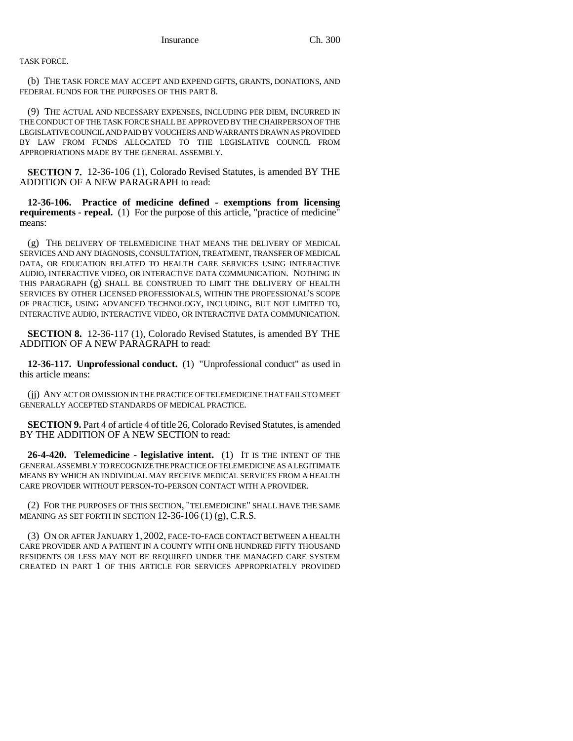TASK FORCE.

(b) THE TASK FORCE MAY ACCEPT AND EXPEND GIFTS, GRANTS, DONATIONS, AND FEDERAL FUNDS FOR THE PURPOSES OF THIS PART 8.

(9) THE ACTUAL AND NECESSARY EXPENSES, INCLUDING PER DIEM, INCURRED IN THE CONDUCT OF THE TASK FORCE SHALL BE APPROVED BY THE CHAIRPERSON OF THE LEGISLATIVE COUNCIL AND PAID BY VOUCHERS AND WARRANTS DRAWN AS PROVIDED BY LAW FROM FUNDS ALLOCATED TO THE LEGISLATIVE COUNCIL FROM APPROPRIATIONS MADE BY THE GENERAL ASSEMBLY.

**SECTION 7.** 12-36-106 (1), Colorado Revised Statutes, is amended BY THE ADDITION OF A NEW PARAGRAPH to read:

**12-36-106. Practice of medicine defined - exemptions from licensing requirements - repeal.** (1) For the purpose of this article, "practice of medicine" means:

(g) THE DELIVERY OF TELEMEDICINE THAT MEANS THE DELIVERY OF MEDICAL SERVICES AND ANY DIAGNOSIS, CONSULTATION, TREATMENT, TRANSFER OF MEDICAL DATA, OR EDUCATION RELATED TO HEALTH CARE SERVICES USING INTERACTIVE AUDIO, INTERACTIVE VIDEO, OR INTERACTIVE DATA COMMUNICATION. NOTHING IN THIS PARAGRAPH (g) SHALL BE CONSTRUED TO LIMIT THE DELIVERY OF HEALTH SERVICES BY OTHER LICENSED PROFESSIONALS, WITHIN THE PROFESSIONAL'S SCOPE OF PRACTICE, USING ADVANCED TECHNOLOGY, INCLUDING, BUT NOT LIMITED TO, INTERACTIVE AUDIO, INTERACTIVE VIDEO, OR INTERACTIVE DATA COMMUNICATION.

**SECTION 8.** 12-36-117 (1), Colorado Revised Statutes, is amended BY THE ADDITION OF A NEW PARAGRAPH to read:

**12-36-117. Unprofessional conduct.** (1) "Unprofessional conduct" as used in this article means:

(jj) ANY ACT OR OMISSION IN THE PRACTICE OF TELEMEDICINE THAT FAILS TO MEET GENERALLY ACCEPTED STANDARDS OF MEDICAL PRACTICE.

**SECTION 9.** Part 4 of article 4 of title 26, Colorado Revised Statutes, is amended BY THE ADDITION OF A NEW SECTION to read:

**26-4-420. Telemedicine - legislative intent.** (1) IT IS THE INTENT OF THE GENERAL ASSEMBLY TO RECOGNIZE THE PRACTICE OF TELEMEDICINE AS A LEGITIMATE MEANS BY WHICH AN INDIVIDUAL MAY RECEIVE MEDICAL SERVICES FROM A HEALTH CARE PROVIDER WITHOUT PERSON-TO-PERSON CONTACT WITH A PROVIDER.

(2) FOR THE PURPOSES OF THIS SECTION, "TELEMEDICINE" SHALL HAVE THE SAME MEANING AS SET FORTH IN SECTION 12-36-106 (1) (g), C.R.S.

(3) ON OR AFTER JANUARY 1, 2002, FACE-TO-FACE CONTACT BETWEEN A HEALTH CARE PROVIDER AND A PATIENT IN A COUNTY WITH ONE HUNDRED FIFTY THOUSAND RESIDENTS OR LESS MAY NOT BE REQUIRED UNDER THE MANAGED CARE SYSTEM CREATED IN PART 1 OF THIS ARTICLE FOR SERVICES APPROPRIATELY PROVIDED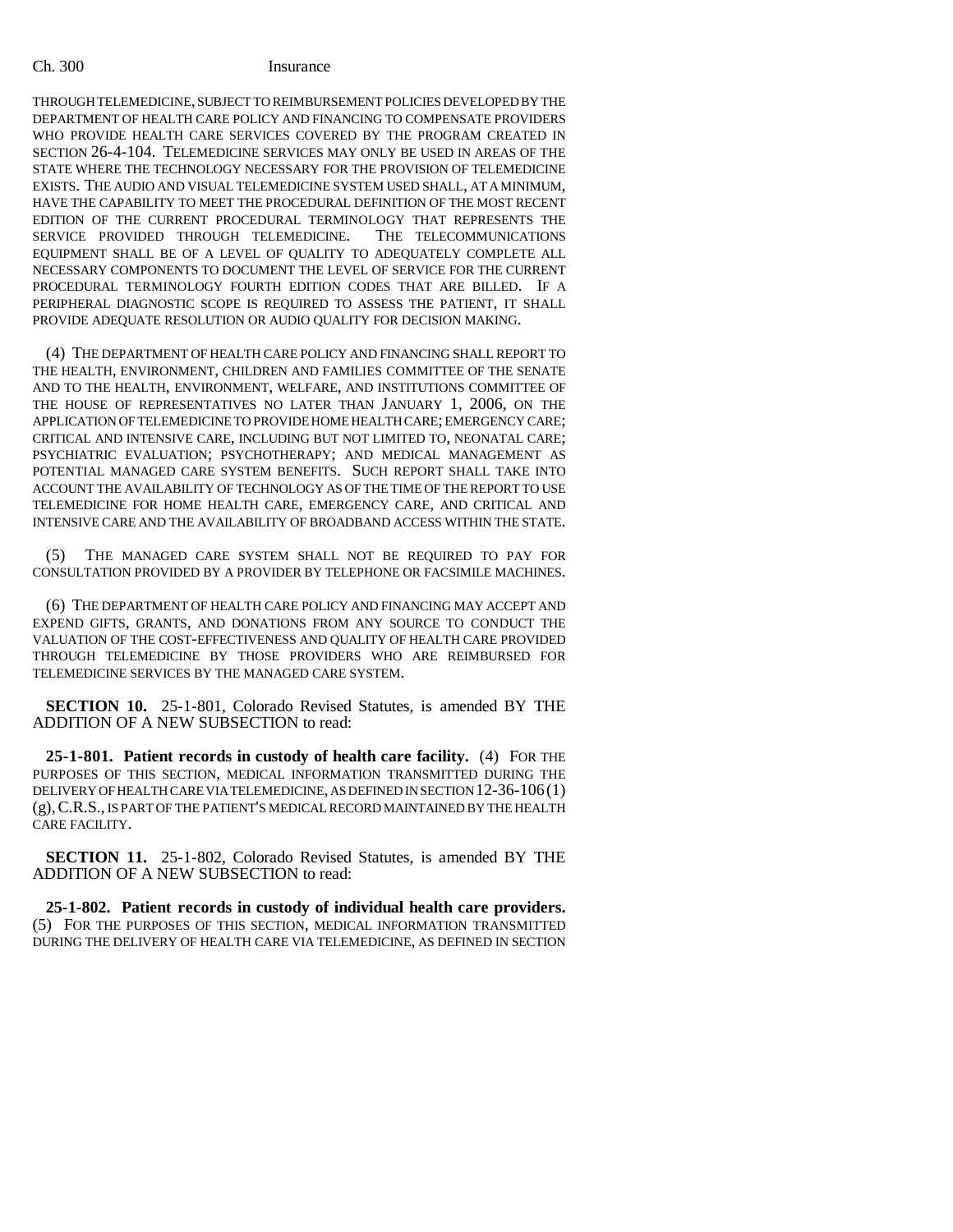THROUGH TELEMEDICINE, SUBJECT TO REIMBURSEMENT POLICIES DEVELOPED BY THE DEPARTMENT OF HEALTH CARE POLICY AND FINANCING TO COMPENSATE PROVIDERS WHO PROVIDE HEALTH CARE SERVICES COVERED BY THE PROGRAM CREATED IN SECTION 26-4-104. TELEMEDICINE SERVICES MAY ONLY BE USED IN AREAS OF THE STATE WHERE THE TECHNOLOGY NECESSARY FOR THE PROVISION OF TELEMEDICINE EXISTS. THE AUDIO AND VISUAL TELEMEDICINE SYSTEM USED SHALL, AT A MINIMUM, HAVE THE CAPABILITY TO MEET THE PROCEDURAL DEFINITION OF THE MOST RECENT EDITION OF THE CURRENT PROCEDURAL TERMINOLOGY THAT REPRESENTS THE SERVICE PROVIDED THROUGH TELEMEDICINE. THE TELECOMMUNICATIONS EQUIPMENT SHALL BE OF A LEVEL OF QUALITY TO ADEQUATELY COMPLETE ALL NECESSARY COMPONENTS TO DOCUMENT THE LEVEL OF SERVICE FOR THE CURRENT PROCEDURAL TERMINOLOGY FOURTH EDITION CODES THAT ARE BILLED. IF A PERIPHERAL DIAGNOSTIC SCOPE IS REQUIRED TO ASSESS THE PATIENT, IT SHALL PROVIDE ADEQUATE RESOLUTION OR AUDIO QUALITY FOR DECISION MAKING.

(4) THE DEPARTMENT OF HEALTH CARE POLICY AND FINANCING SHALL REPORT TO THE HEALTH, ENVIRONMENT, CHILDREN AND FAMILIES COMMITTEE OF THE SENATE AND TO THE HEALTH, ENVIRONMENT, WELFARE, AND INSTITUTIONS COMMITTEE OF THE HOUSE OF REPRESENTATIVES NO LATER THAN JANUARY 1, 2006, ON THE APPLICATION OF TELEMEDICINE TO PROVIDE HOME HEALTH CARE; EMERGENCY CARE; CRITICAL AND INTENSIVE CARE, INCLUDING BUT NOT LIMITED TO, NEONATAL CARE; PSYCHIATRIC EVALUATION; PSYCHOTHERAPY; AND MEDICAL MANAGEMENT AS POTENTIAL MANAGED CARE SYSTEM BENEFITS. SUCH REPORT SHALL TAKE INTO ACCOUNT THE AVAILABILITY OF TECHNOLOGY AS OF THE TIME OF THE REPORT TO USE TELEMEDICINE FOR HOME HEALTH CARE, EMERGENCY CARE, AND CRITICAL AND INTENSIVE CARE AND THE AVAILABILITY OF BROADBAND ACCESS WITHIN THE STATE.

(5) THE MANAGED CARE SYSTEM SHALL NOT BE REQUIRED TO PAY FOR CONSULTATION PROVIDED BY A PROVIDER BY TELEPHONE OR FACSIMILE MACHINES.

(6) THE DEPARTMENT OF HEALTH CARE POLICY AND FINANCING MAY ACCEPT AND EXPEND GIFTS, GRANTS, AND DONATIONS FROM ANY SOURCE TO CONDUCT THE VALUATION OF THE COST-EFFECTIVENESS AND QUALITY OF HEALTH CARE PROVIDED THROUGH TELEMEDICINE BY THOSE PROVIDERS WHO ARE REIMBURSED FOR TELEMEDICINE SERVICES BY THE MANAGED CARE SYSTEM.

**SECTION 10.** 25-1-801, Colorado Revised Statutes, is amended BY THE ADDITION OF A NEW SUBSECTION to read:

**25-1-801. Patient records in custody of health care facility.** (4) FOR THE PURPOSES OF THIS SECTION, MEDICAL INFORMATION TRANSMITTED DURING THE DELIVERY OF HEALTH CARE VIA TELEMEDICINE, AS DEFINED IN SECTION 12-36-106 (1) (g), C.R.S., IS PART OF THE PATIENT'S MEDICAL RECORD MAINTAINED BY THE HEALTH CARE FACILITY.

**SECTION 11.** 25-1-802, Colorado Revised Statutes, is amended BY THE ADDITION OF A NEW SUBSECTION to read:

**25-1-802. Patient records in custody of individual health care providers.** (5) FOR THE PURPOSES OF THIS SECTION, MEDICAL INFORMATION TRANSMITTED DURING THE DELIVERY OF HEALTH CARE VIA TELEMEDICINE, AS DEFINED IN SECTION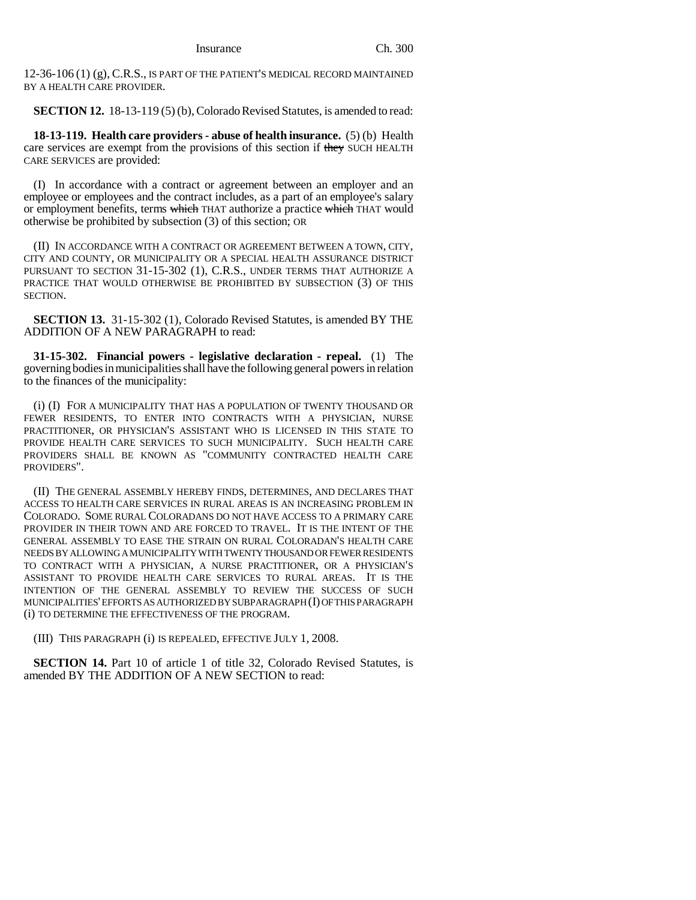12-36-106 (1) (g), C.R.S., IS PART OF THE PATIENT'S MEDICAL RECORD MAINTAINED BY A HEALTH CARE PROVIDER.

**SECTION 12.** 18-13-119 (5) (b), Colorado Revised Statutes, is amended to read:

**18-13-119. Health care providers - abuse of health insurance.** (5) (b) Health care services are exempt from the provisions of this section if ~~they~~ SUCH HEALTH CARE SERVICES are provided:

(I) In accordance with a contract or agreement between an employer and an employee or employees and the contract includes, as a part of an employee's salary or employment benefits, terms ~~which~~ THAT authorize a practice ~~which~~ THAT would otherwise be prohibited by subsection (3) of this section; OR

(II) IN ACCORDANCE WITH A CONTRACT OR AGREEMENT BETWEEN A TOWN, CITY, CITY AND COUNTY, OR MUNICIPALITY OR A SPECIAL HEALTH ASSURANCE DISTRICT PURSUANT TO SECTION 31-15-302 (1), C.R.S., UNDER TERMS THAT AUTHORIZE A PRACTICE THAT WOULD OTHERWISE BE PROHIBITED BY SUBSECTION (3) OF THIS SECTION.

**SECTION 13.** 31-15-302 (1), Colorado Revised Statutes, is amended BY THE ADDITION OF A NEW PARAGRAPH to read:

**31-15-302. Financial powers - legislative declaration - repeal.** (1) The governing bodies in municipalities shall have the following general powers in relation to the finances of the municipality:

(i) (I) FOR A MUNICIPALITY THAT HAS A POPULATION OF TWENTY THOUSAND OR FEWER RESIDENTS, TO ENTER INTO CONTRACTS WITH A PHYSICIAN, NURSE PRACTITIONER, OR PHYSICIAN'S ASSISTANT WHO IS LICENSED IN THIS STATE TO PROVIDE HEALTH CARE SERVICES TO SUCH MUNICIPALITY. SUCH HEALTH CARE PROVIDERS SHALL BE KNOWN AS "COMMUNITY CONTRACTED HEALTH CARE PROVIDERS".

(II) THE GENERAL ASSEMBLY HEREBY FINDS, DETERMINES, AND DECLARES THAT ACCESS TO HEALTH CARE SERVICES IN RURAL AREAS IS AN INCREASING PROBLEM IN COLORADO. SOME RURAL COLORADANS DO NOT HAVE ACCESS TO A PRIMARY CARE PROVIDER IN THEIR TOWN AND ARE FORCED TO TRAVEL. IT IS THE INTENT OF THE GENERAL ASSEMBLY TO EASE THE STRAIN ON RURAL COLORADAN'S HEALTH CARE NEEDS BY ALLOWING A MUNICIPALITY WITH TWENTY THOUSAND OR FEWER RESIDENTS TO CONTRACT WITH A PHYSICIAN, A NURSE PRACTITIONER, OR A PHYSICIAN'S ASSISTANT TO PROVIDE HEALTH CARE SERVICES TO RURAL AREAS. IT IS THE INTENTION OF THE GENERAL ASSEMBLY TO REVIEW THE SUCCESS OF SUCH MUNICIPALITIES' EFFORTS AS AUTHORIZED BY SUBPARAGRAPH (I) OF THIS PARAGRAPH (i) TO DETERMINE THE EFFECTIVENESS OF THE PROGRAM.

(III) THIS PARAGRAPH (i) IS REPEALED, EFFECTIVE JULY 1, 2008.

**SECTION 14.** Part 10 of article 1 of title 32, Colorado Revised Statutes, is amended BY THE ADDITION OF A NEW SECTION to read: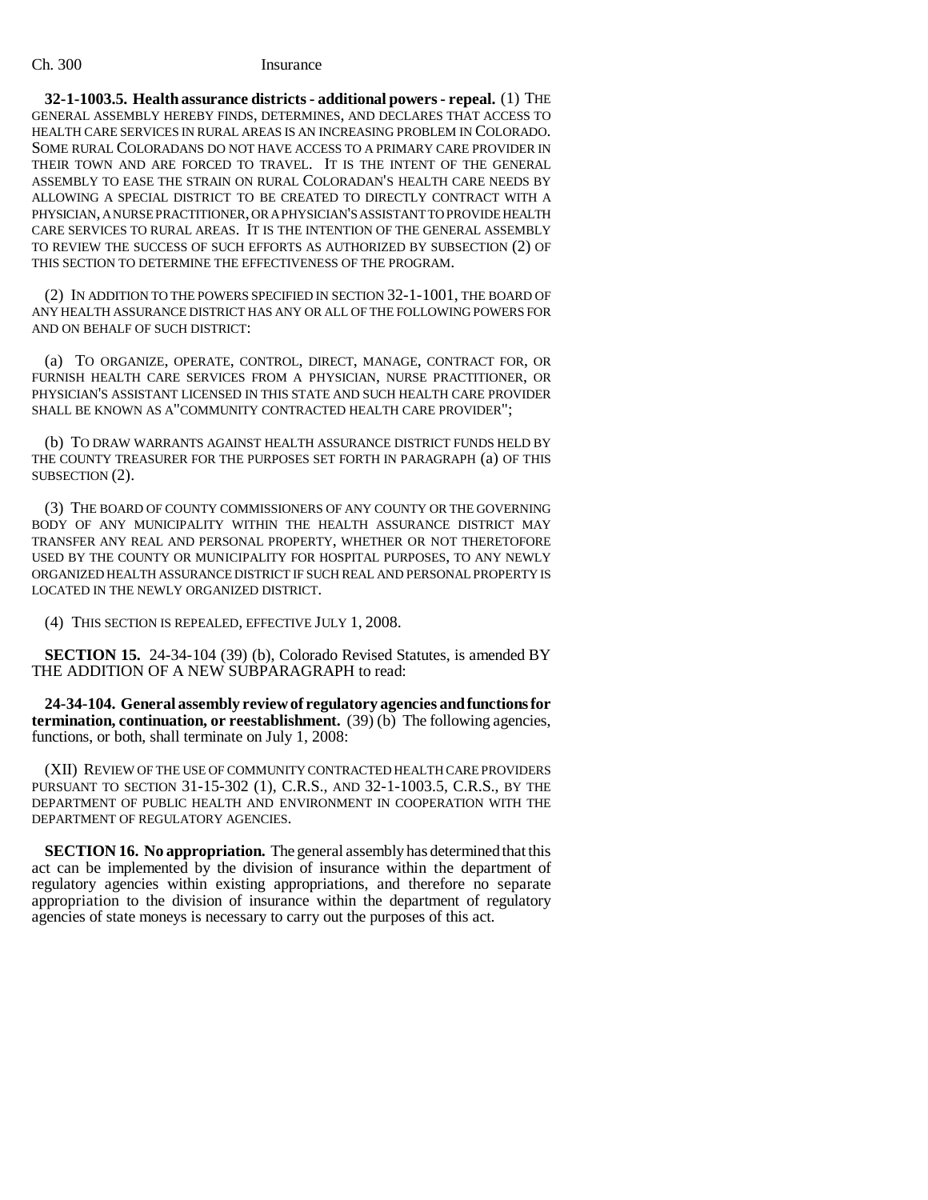**32-1-1003.5. Health assurance districts - additional powers - repeal.** (1) THE GENERAL ASSEMBLY HEREBY FINDS, DETERMINES, AND DECLARES THAT ACCESS TO HEALTH CARE SERVICES IN RURAL AREAS IS AN INCREASING PROBLEM IN COLORADO. SOME RURAL COLORADANS DO NOT HAVE ACCESS TO A PRIMARY CARE PROVIDER IN THEIR TOWN AND ARE FORCED TO TRAVEL. IT IS THE INTENT OF THE GENERAL ASSEMBLY TO EASE THE STRAIN ON RURAL COLORADAN'S HEALTH CARE NEEDS BY ALLOWING A SPECIAL DISTRICT TO BE CREATED TO DIRECTLY CONTRACT WITH A PHYSICIAN, A NURSE PRACTITIONER, OR A PHYSICIAN'S ASSISTANT TO PROVIDE HEALTH CARE SERVICES TO RURAL AREAS. IT IS THE INTENTION OF THE GENERAL ASSEMBLY TO REVIEW THE SUCCESS OF SUCH EFFORTS AS AUTHORIZED BY SUBSECTION (2) OF THIS SECTION TO DETERMINE THE EFFECTIVENESS OF THE PROGRAM.

(2) IN ADDITION TO THE POWERS SPECIFIED IN SECTION 32-1-1001, THE BOARD OF ANY HEALTH ASSURANCE DISTRICT HAS ANY OR ALL OF THE FOLLOWING POWERS FOR AND ON BEHALF OF SUCH DISTRICT:

(a) TO ORGANIZE, OPERATE, CONTROL, DIRECT, MANAGE, CONTRACT FOR, OR FURNISH HEALTH CARE SERVICES FROM A PHYSICIAN, NURSE PRACTITIONER, OR PHYSICIAN'S ASSISTANT LICENSED IN THIS STATE AND SUCH HEALTH CARE PROVIDER SHALL BE KNOWN AS A "COMMUNITY CONTRACTED HEALTH CARE PROVIDER";

(b) TO DRAW WARRANTS AGAINST HEALTH ASSURANCE DISTRICT FUNDS HELD BY THE COUNTY TREASURER FOR THE PURPOSES SET FORTH IN PARAGRAPH (a) OF THIS SUBSECTION (2).

(3) THE BOARD OF COUNTY COMMISSIONERS OF ANY COUNTY OR THE GOVERNING BODY OF ANY MUNICIPALITY WITHIN THE HEALTH ASSURANCE DISTRICT MAY TRANSFER ANY REAL AND PERSONAL PROPERTY, WHETHER OR NOT THERETOFORE USED BY THE COUNTY OR MUNICIPALITY FOR HOSPITAL PURPOSES, TO ANY NEWLY ORGANIZED HEALTH ASSURANCE DISTRICT IF SUCH REAL AND PERSONAL PROPERTY IS LOCATED IN THE NEWLY ORGANIZED DISTRICT.

(4) THIS SECTION IS REPEALED, EFFECTIVE JULY 1, 2008.

**SECTION 15.** 24-34-104 (39) (b), Colorado Revised Statutes, is amended BY THE ADDITION OF A NEW SUBPARAGRAPH to read:

**24-34-104. General assembly review of regulatory agencies and functions for termination, continuation, or reestablishment.** (39) (b) The following agencies, functions, or both, shall terminate on July 1, 2008:

(XII) REVIEW OF THE USE OF COMMUNITY CONTRACTED HEALTH CARE PROVIDERS PURSUANT TO SECTION 31-15-302 (1), C.R.S., AND 32-1-1003.5, C.R.S., BY THE DEPARTMENT OF PUBLIC HEALTH AND ENVIRONMENT IN COOPERATION WITH THE DEPARTMENT OF REGULATORY AGENCIES.

**SECTION 16. No appropriation.** The general assembly has determined that this act can be implemented by the division of insurance within the department of regulatory agencies within existing appropriations, and therefore no separate appropriation to the division of insurance within the department of regulatory agencies of state moneys is necessary to carry out the purposes of this act.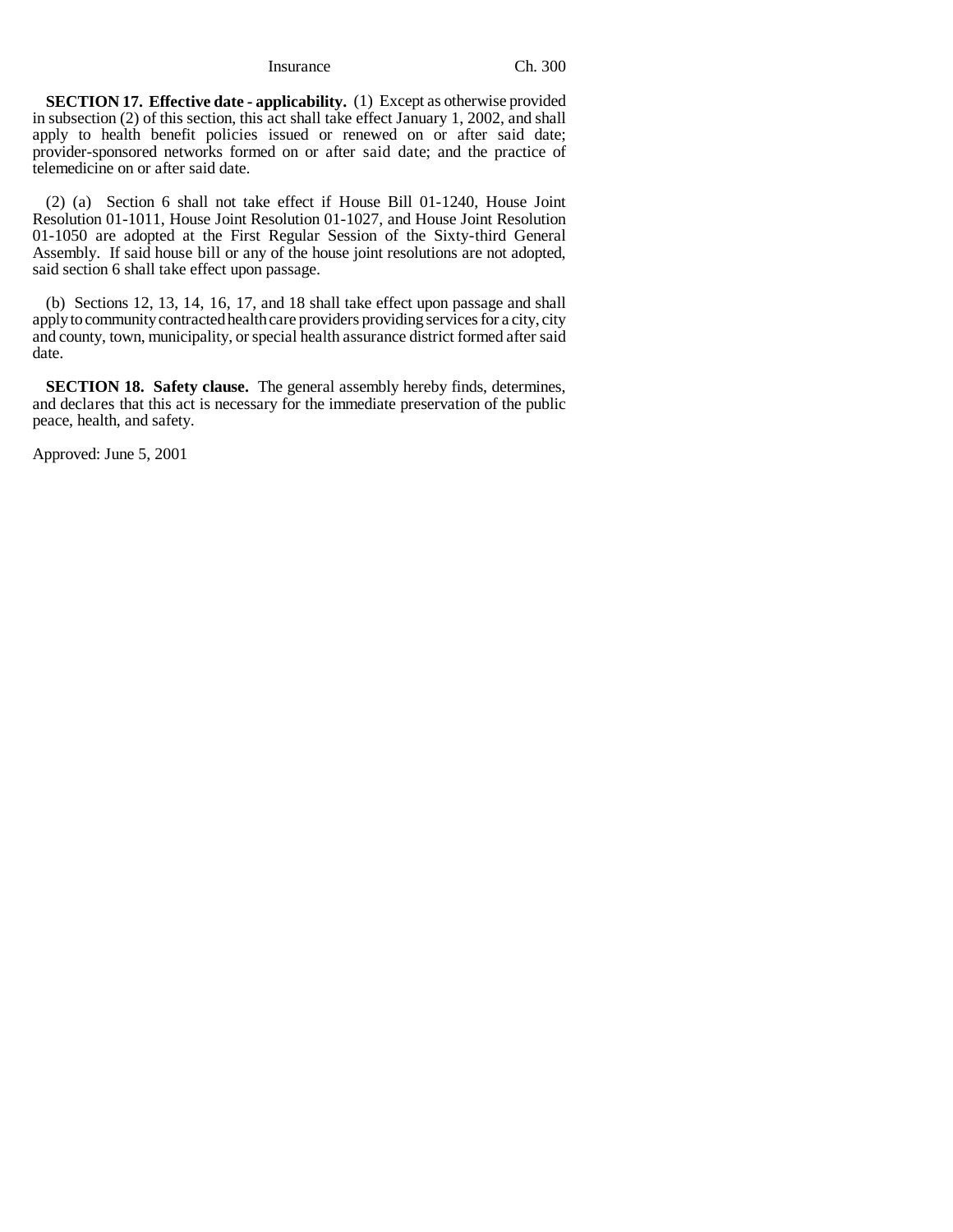**SECTION 17. Effective date - applicability.** (1) Except as otherwise provided in subsection (2) of this section, this act shall take effect January 1, 2002, and shall apply to health benefit policies issued or renewed on or after said date; provider-sponsored networks formed on or after said date; and the practice of telemedicine on or after said date.

(2) (a) Section 6 shall not take effect if House Bill 01-1240, House Joint Resolution 01-1011, House Joint Resolution 01-1027, and House Joint Resolution 01-1050 are adopted at the First Regular Session of the Sixty-third General Assembly. If said house bill or any of the house joint resolutions are not adopted, said section 6 shall take effect upon passage.

(b) Sections 12, 13, 14, 16, 17, and 18 shall take effect upon passage and shall apply to community contracted health care providers providing services for a city, city and county, town, municipality, or special health assurance district formed after said date.

**SECTION 18. Safety clause.** The general assembly hereby finds, determines, and declares that this act is necessary for the immediate preservation of the public peace, health, and safety.

Approved: June 5, 2001